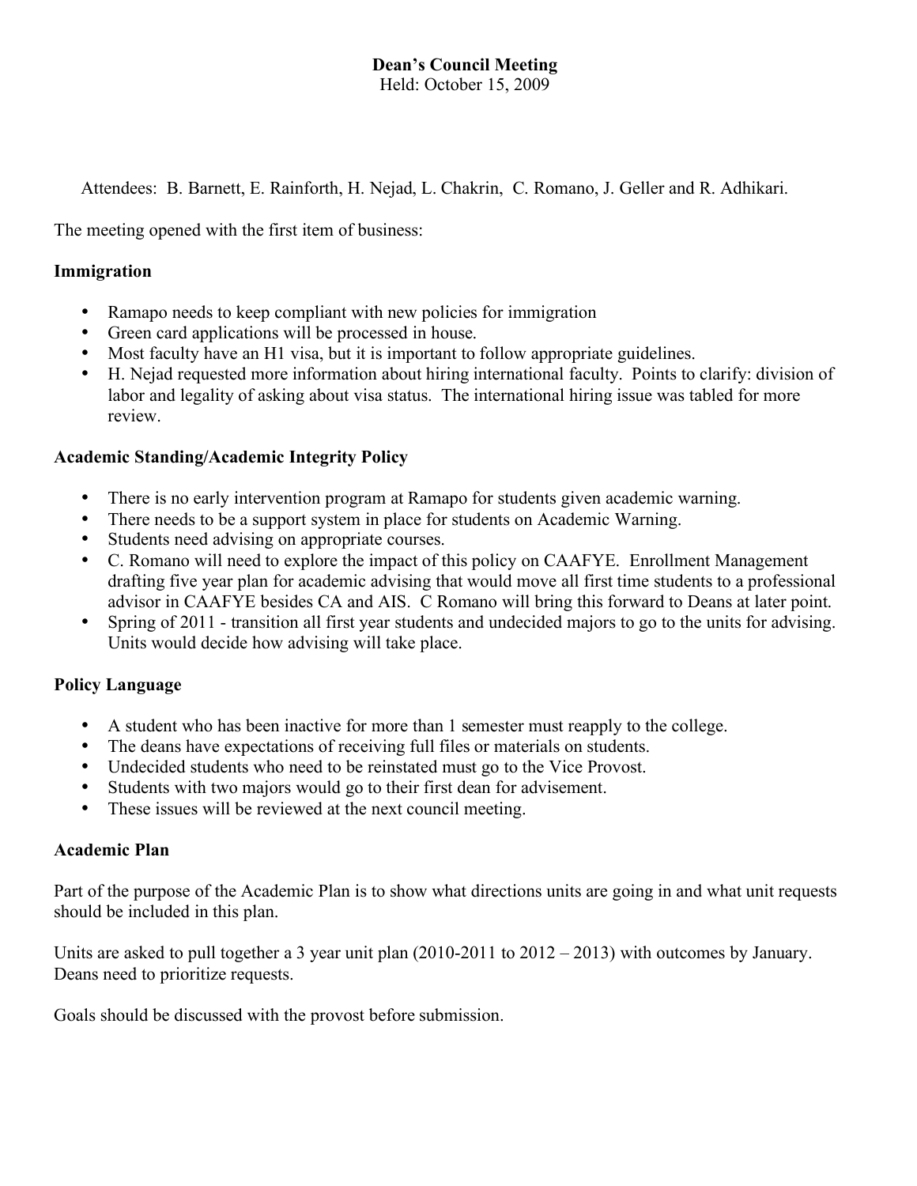# Dean's Council Meeting

Held: October 15, 2009

Attendees: B. Barnett, E. Rainforth, H. Nejad, L. Chakrin, C. Romano, J. Geller and R. Adhikari.

The meeting opened with the first item of business:

**Immigration**

- Ramapo needs to keep compliant with new policies for immigration
- Green card applications will be processed in house.
- Most faculty have an H1 visa, but it is important to follow appropriate guidelines.
- H. Nejad requested more information about hiring international faculty. Points to clarify: division of labor and legality of asking about visa status. The international hiring issue was tabled for more review.

**Academic Standing/Academic Integrity Policy**

- There is no early intervention program at Ramapo for students given academic warning.
- There needs to be a support system in place for students on Academic Warning.
- Students need advising on appropriate courses.
- C. Romano will need to explore the impact of this policy on CAAFYE. Enrollment Management drafting five year plan for academic advising that would move all first time students to a professional advisor in CAAFYE besides CA and AIS. C Romano will bring this forward to Deans at later point.
- Spring of 2011 - transition all first year students and undecided majors to go to the units for advising. Units would decide how advising will take place.

**Policy Language**

- A student who has been inactive for more than 1 semester must reapply to the college.
- The deans have expectations of receiving full files or materials on students.
- Undecided students who need to be reinstated must go to the Vice Provost.
- Students with two majors would go to their first dean for advisement.
- These issues will be reviewed at the next council meeting.

**Academic Plan**

Part of the purpose of the Academic Plan is to show what directions units are going in and what unit requests should be included in this plan.

Units are asked to pull together a 3 year unit plan (2010-2011 to 2012 – 2013) with outcomes by January. Deans need to prioritize requests.

Goals should be discussed with the provost before submission.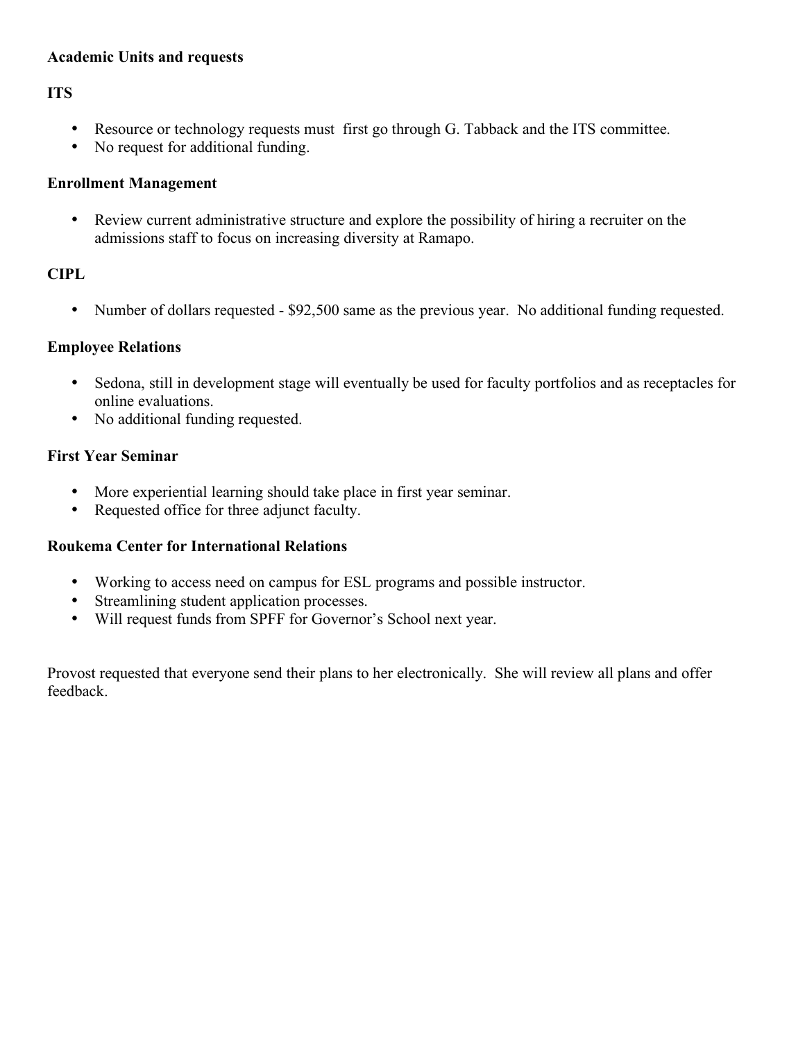**Academic Units and requests**

**ITS**

- Resource or technology requests must first go through G. Tabback and the ITS committee.
- No request for additional funding.

**Enrollment Management**

- Review current administrative structure and explore the possibility of hiring a recruiter on the admissions staff to focus on increasing diversity at Ramapo.

**CIPL**

- Number of dollars requested - $92,500 same as the previous year. No additional funding requested.

**Employee Relations**

- Sedona, still in development stage will eventually be used for faculty portfolios and as receptacles for online evaluations.
- No additional funding requested.

**First Year Seminar**

- More experiential learning should take place in first year seminar.
- Requested office for three adjunct faculty.

**Roukema Center for International Relations**

- Working to access need on campus for ESL programs and possible instructor.
- Streamlining student application processes.
- Will request funds from SPFF for Governor's School next year.

Provost requested that everyone send their plans to her electronically. She will review all plans and offer feedback.